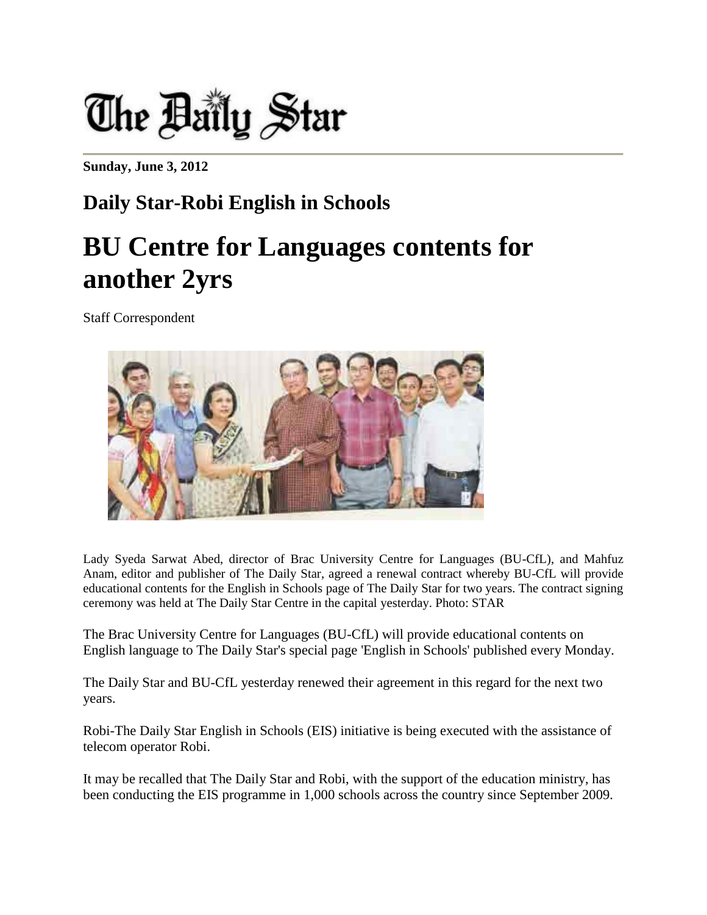# The Daily Star

**Sunday, June 3, 2012**

## Daily Star-Robi English in Schools

# BU Centre for Languages contents for another 2yrs

Staff Correspondent

Lady Syeda Sarwat Abed, director of Brac University Centre for Languages (BU-CfL), and Mahfuz Anam, editor and publisher of The Daily Star, agreed a renewal contract whereby BU-CfL will provide educational contents for the English in Schools page of The Daily Star for two years. The contract signing ceremony was held at The Daily Star Centre in the capital yesterday. Photo: STAR

The Brac University Centre for Languages (BU-CfL) will provide educational contents on English language to The Daily Star's special page 'English in Schools' published every Monday.

The Daily Star and BU-CfL yesterday renewed their agreement in this regard for the next two years.

Robi-The Daily Star English in Schools (EIS) initiative is being executed with the assistance of telecom operator Robi.

It may be recalled that The Daily Star and Robi, with the support of the education ministry, has been conducting the EIS programme in 1,000 schools across the country since September 2009.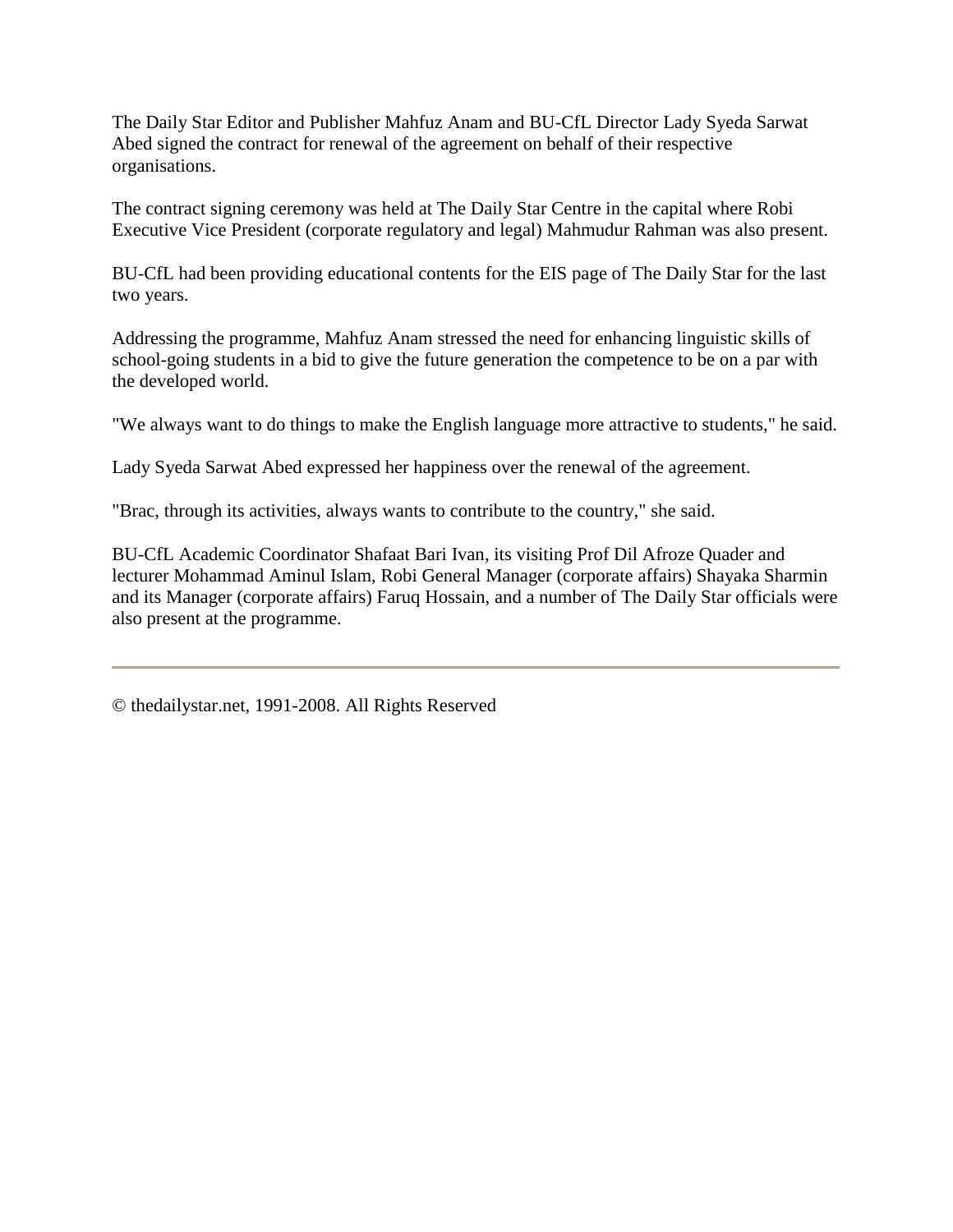The Daily Star Editor and Publisher Mahfuz Anam and BU-CfL Director Lady Syeda Sarwat Abed signed the contract for renewal of the agreement on behalf of their respective organisations.

The contract signing ceremony was held at The Daily Star Centre in the capital where Robi Executive Vice President (corporate regulatory and legal) Mahmudur Rahman was also present.

BU-CfL had been providing educational contents for the EIS page of The Daily Star for the last two years.

Addressing the programme, Mahfuz Anam stressed the need for enhancing linguistic skills of school-going students in a bid to give the future generation the competence to be on a par with the developed world.

"We always want to do things to make the English language more attractive to students," he said.

Lady Syeda Sarwat Abed expressed her happiness over the renewal of the agreement.

"Brac, through its activities, always wants to contribute to the country," she said.

BU-CfL Academic Coordinator Shafaat Bari Ivan, its visiting Prof Dil Afroze Quader and lecturer Mohammad Aminul Islam, Robi General Manager (corporate affairs) Shayaka Sharmin and its Manager (corporate affairs) Faruq Hossain, and a number of The Daily Star officials were also present at the programme.

---

© thedailystar.net, 1991-2008. All Rights Reserved